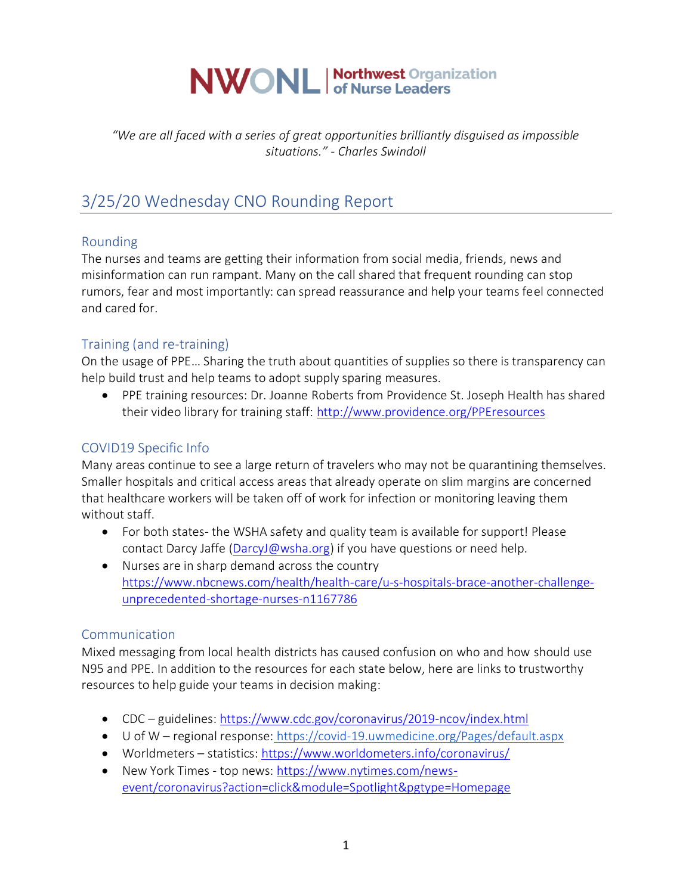**NWONL | Northwest Organization of Nurse Leaders**

*"We are all faced with a series of great opportunities brilliantly disguised as impossible situations." - Charles Swindoll*

# 3/25/20 Wednesday CNO Rounding Report

## Rounding

The nurses and teams are getting their information from social media, friends, news and misinformation can run rampant. Many on the call shared that frequent rounding can stop rumors, fear and most importantly: can spread reassurance and help your teams feel connected and cared for.

## Training (and re-training)

On the usage of PPE… Sharing the truth about quantities of supplies so there is transparency can help build trust and help teams to adopt supply sparing measures.

- PPE training resources: Dr. Joanne Roberts from Providence St. Joseph Health has shared their video library for training staff: http://www.providence.org/PPEresources

## COVID19 Specific Info

Many areas continue to see a large return of travelers who may not be quarantining themselves. Smaller hospitals and critical access areas that already operate on slim margins are concerned that healthcare workers will be taken off of work for infection or monitoring leaving them without staff.

- For both states- the WSHA safety and quality team is available for support! Please contact Darcy Jaffe (DarcyJ@wsha.org) if you have questions or need help.
- Nurses are in sharp demand across the country https://www.nbcnews.com/health/health-care/u-s-hospitals-brace-another-challenge-unprecedented-shortage-nurses-n1167786

## Communication

Mixed messaging from local health districts has caused confusion on who and how should use N95 and PPE. In addition to the resources for each state below, here are links to trustworthy resources to help guide your teams in decision making:

- CDC – guidelines: https://www.cdc.gov/coronavirus/2019-ncov/index.html
- U of W – regional response: https://covid-19.uwmedicine.org/Pages/default.aspx
- Worldmeters – statistics: https://www.worldometers.info/coronavirus/
- New York Times - top news: https://www.nytimes.com/news-event/coronavirus?action=click&module=Spotlight&pgtype=Homepage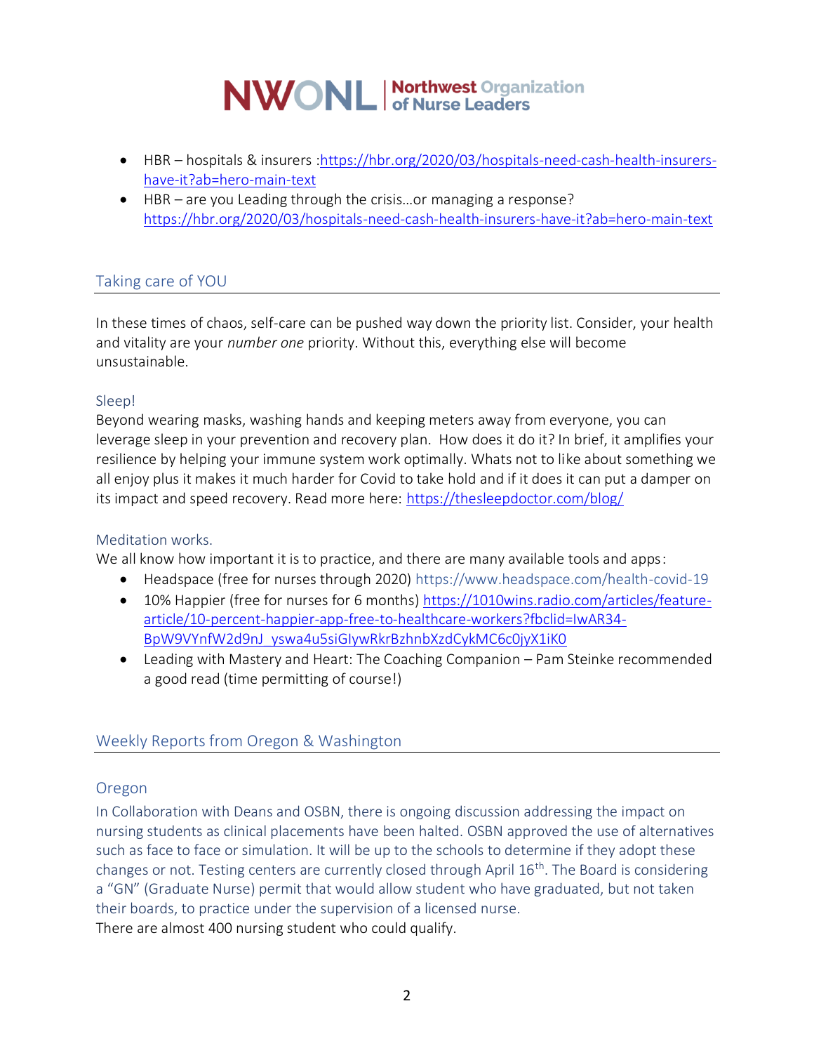- HBR – hospitals & insurers :[https://hbr.org/2020/03/hospitals-need-cash-health-insurers-have-it?ab=hero-main-text](https://hbr.org/2020/03/hospitals-need-cash-health-insurers-have-it?ab=hero-main-text)
- HBR – are you Leading through the crisis…or managing a response? [https://hbr.org/2020/03/hospitals-need-cash-health-insurers-have-it?ab=hero-main-text](https://hbr.org/2020/03/hospitals-need-cash-health-insurers-have-it?ab=hero-main-text)

## Taking care of YOU

In these times of chaos, self-care can be pushed way down the priority list. Consider, your health and vitality are your *number one* priority. Without this, everything else will become unsustainable.

### Sleep!

Beyond wearing masks, washing hands and keeping meters away from everyone, you can leverage sleep in your prevention and recovery plan. How does it do it? In brief, it amplifies your resilience by helping your immune system work optimally. Whats not to like about something we all enjoy plus it makes it much harder for Covid to take hold and if it does it can put a damper on its impact and speed recovery. Read more here: [https://thesleepdoctor.com/blog/](https://thesleepdoctor.com/blog/)

### Meditation works.

We all know how important it is to practice, and there are many available tools and apps:

- Headspace (free for nurses through 2020) https://www.headspace.com/health-covid-19
- 10% Happier (free for nurses for 6 months) [https://1010wins.radio.com/articles/feature-article/10-percent-happier-app-free-to-healthcare-workers?fbclid=IwAR34-BpW9VYnfW2d9nJ_yswa4u5siGIywRkrBzhnbXzdCykMC6c0jyX1iK0](https://1010wins.radio.com/articles/feature-article/10-percent-happier-app-free-to-healthcare-workers?fbclid=IwAR34-BpW9VYnfW2d9nJ_yswa4u5siGIywRkrBzhnbXzdCykMC6c0jyX1iK0)
- Leading with Mastery and Heart: The Coaching Companion – Pam Steinke recommended a good read (time permitting of course!)

## Weekly Reports from Oregon & Washington

### Oregon

In Collaboration with Deans and OSBN, there is ongoing discussion addressing the impact on nursing students as clinical placements have been halted. OSBN approved the use of alternatives such as face to face or simulation. It will be up to the schools to determine if they adopt these changes or not. Testing centers are currently closed through April 16th. The Board is considering a "GN" (Graduate Nurse) permit that would allow student who have graduated, but not taken their boards, to practice under the supervision of a licensed nurse.

There are almost 400 nursing student who could qualify.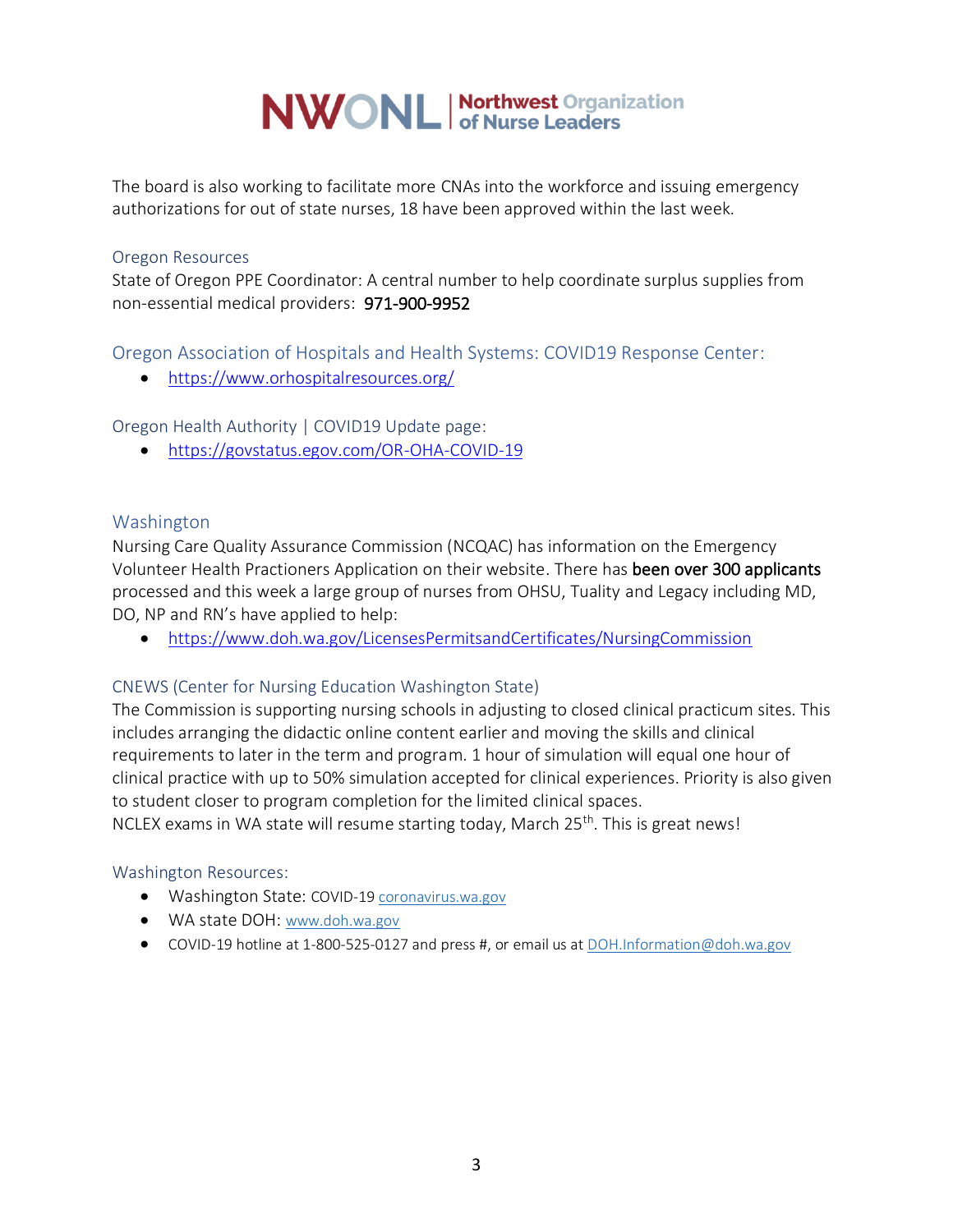The board is also working to facilitate more CNAs into the workforce and issuing emergency authorizations for out state nurses, 18 have been approved within the last week.

### Oregon Resources

State of Oregon PPE Coordinator: A central number to help coordinate surplus supplies from non-essential medical providers: **971-900-9952**

### Oregon Association of Hospitals and Health Systems: COVID19 Response Center:

- https://www.orhospitalresources.org/

### Oregon Health Authority | COVID19 Update page:

- https://govstatus.egov.com/OR-OHA-COVID-19

## Washington

Nursing Care Quality Assurance Commission (NCQAC) has information on the Emergency Volunteer Health Practioners Application on their website. There has **been over 300 applicants** processed and this week a large group of nurses from OHSU, Tuality and Legacy including MD, DO, NP and RN's have applied to help:

- https://www.doh.wa.gov/LicensesPermitsandCertificates/NursingCommission

### CNEWS (Center for Nursing Education Washington State)

The Commission is supporting nursing schools in adjusting to closed clinical practicum sites. This includes arranging the didactic online content earlier and moving the skills and clinical requirements to later in the term and program. 1 hour of simulation will equal one hour of clinical practice with up to 50% simulation accepted for clinical experiences. Priority is also given to student closer to program completion for the limited clinical spaces.

NCLEX exams in WA state will resume starting today, March 25th. This is great news!

### Washington Resources:

- Washington State: COVID-19 coronavirus.wa.gov
- WA state DOH: www.doh.wa.gov
- COVID-19 hotline at 1-800-525-0127 and press #, or email us at DOH.Information@doh.wa.gov